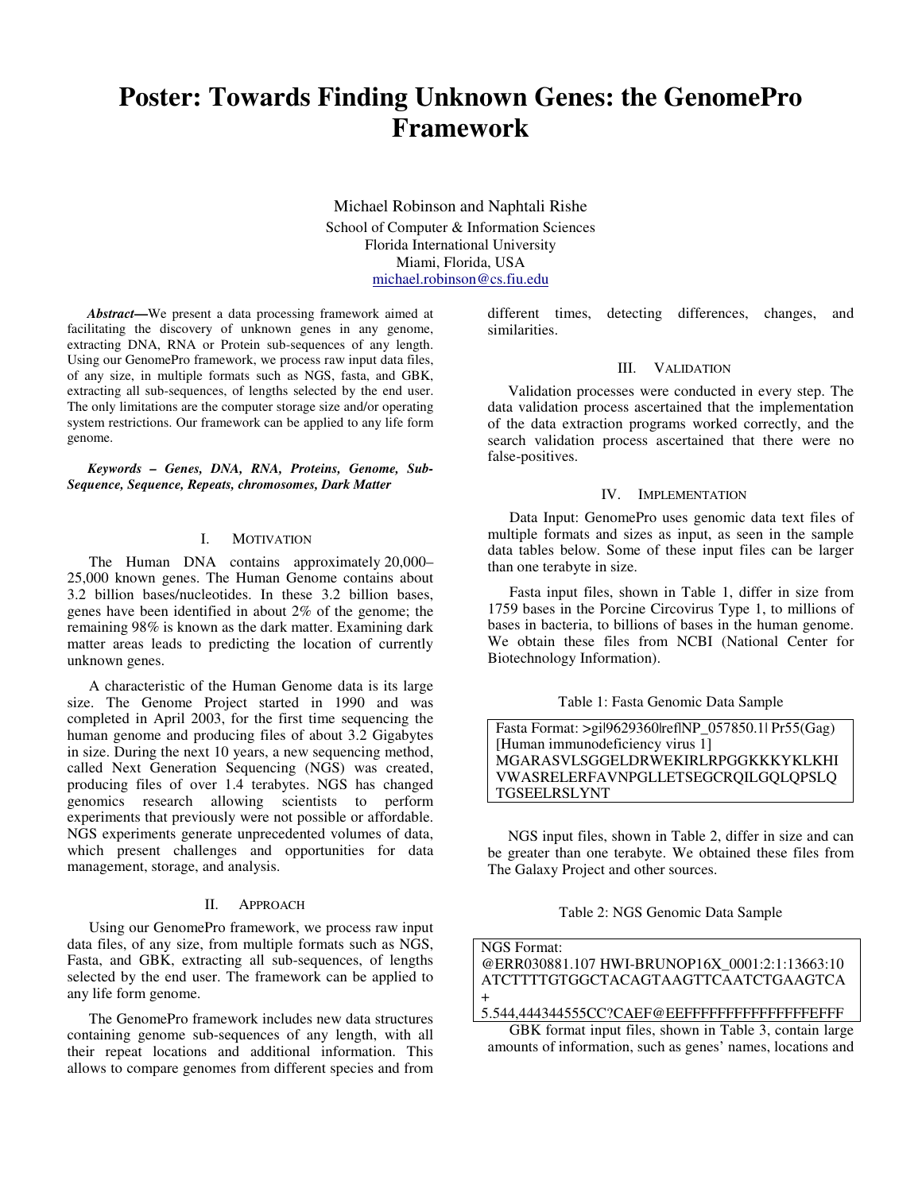# Poster: Towards Finding Unknown Genes: the GenomePro Framework

Michael Robinson and Naphtali Rishe
School of Computer & Information Sciences
Florida International University
Miami, Florida, USA
michael.robinson@cs.fiu.edu

***Abstract*—**We present a data processing framework aimed at facilitating the discovery of unknown genes in any genome, extracting DNA, RNA or Protein sub-sequences of any length. Using our GenomePro framework, we process raw input data files, of any size, in multiple formats such as NGS, fasta, and GBK, extracting all sub-sequences, of lengths selected by the end user. The only limitations are the computer storage size and/or operating system restrictions. Our framework can be applied to any life form genome.

***Keywords – Genes, DNA, RNA, Proteins, Genome, Sub-Sequence, Sequence, Repeats, chromosomes, Dark Matter***

## I. Motivation

The Human DNA contains approximately 20,000–25,000 known genes. The Human Genome contains about 3.2 billion bases/nucleotides. In these 3.2 billion bases, genes have been identified in about 2% of the genome; the remaining 98% is known as the dark matter. Examining dark matter areas leads to predicting the location of currently unknown genes.

A characteristic of the Human Genome data is its large size. The Genome Project started in 1990 and was completed in April 2003, for the first time sequencing the human genome and producing files of about 3.2 Gigabytes in size. During the next 10 years, a new sequencing method, called Next Generation Sequencing (NGS) was created, producing files of over 1.4 terabytes. NGS has changed genomics research allowing scientists to perform experiments that previously were not possible or affordable. NGS experiments generate unprecedented volumes of data, which present challenges and opportunities for data management, storage, and analysis.

## II. Approach

Using our GenomePro framework, we process raw input data files, of any size, from multiple formats such as NGS, Fasta, and GBK, extracting all sub-sequences, of lengths selected by the end user. The framework can be applied to any life form genome.

The GenomePro framework includes new data structures containing genome sub-sequences of any length, with all their repeat locations and additional information. This allows to compare genomes from different species and from different times, detecting differences, changes, and similarities.

## III. Validation

Validation processes were conducted in every step. The data validation process ascertained that the implementation of the data extraction programs worked correctly, and the search validation process ascertained that there were no false-positives.

## IV. Implementation

Data Input: GenomePro uses genomic data text files of multiple formats and sizes as input, as seen in the sample data tables below. Some of these input files can be larger than one terabyte in size.

Fasta input files, shown in Table 1, differ in size from 1759 bases in the Porcine Circovirus Type 1, to millions of bases in bacteria, to billions of bases in the human genome. We obtain these files from NCBI (National Center for Biotechnology Information).

Table 1: Fasta Genomic Data Sample

| Fasta Format: >gi\|9629360\|ref\|NP_057850.1\| Pr55(Gag) [Human immunodeficiency virus 1] MGARASVLSGGELDRWEKIRLRPGGKKKYKLKHI VWASRELERFAVNPGLLETSEGCRQILGQLQPSLQ TGSEELRSLYNT |
|---|

NGS input files, shown in Table 2, differ in size and can be greater than one terabyte. We obtained these files from The Galaxy Project and other sources.

Table 2: NGS Genomic Data Sample

```
NGS Format:
@ERR030881.107 HWI-BRUNOP16X_0001:2:1:13663:10
ATCTTTTGTGGCTACAGTAAGTTCAATCTGAAGTCA
+
5.544,444344555CC?CAEF@EEFFFFFFFFFFFFFFEFFF
```

GBK format input files, shown in Table 3, contain large amounts of information, such as genes' names, locations and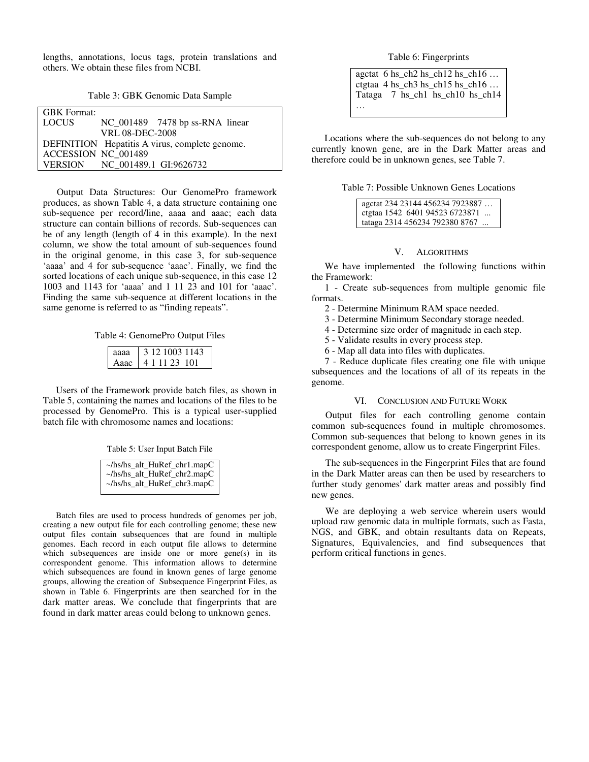lengths, annotations, locus tags, protein translations and others. We obtain these files from NCBI.

Table 3: GBK Genomic Data Sample

| | |
|---|---|
| GBK Format: | |
| LOCUS | NC_001489 7478 bp ss-RNA linear VRL 08-DEC-2008 |
| DEFINITION | Hepatitis A virus, complete genome. |
| ACCESSION | NC_001489 |
| VERSION | NC_001489.1 GI:9626732 |

Output Data Structures: Our GenomePro framework produces, as shown Table 4, a data structure containing one sub-sequence per record/line, aaaa and aaac; each data structure can contain billions of records. Sub-sequences can be of any length (length of 4 in this example). In the next column, we show the total amount of sub-sequences found in the original genome, in this case 3, for sub-sequence 'aaaa' and 4 for sub-sequence 'aaac'. Finally, we find the sorted locations of each unique sub-sequence, in this case 12 1003 and 1143 for 'aaaa' and 1 11 23 and 101 for 'aaac'. Finding the same sub-sequence at different locations in the same genome is referred to as "finding repeats".

Table 4: GenomePro Output Files

| | |
|---|---|
| aaaa | 3 12 1003 1143 |
| Aaac | 4 1 11 23 101 |

Users of the Framework provide batch files, as shown in Table 5, containing the names and locations of the files to be processed by GenomePro. This is a typical user-supplied batch file with chromosome names and locations:

Table 5: User Input Batch File

```
~/hs/hs_alt_HuRef_chr1.mapC
~/hs/hs_alt_HuRef_chr2.mapC
~/hs/hs_alt_HuRef_chr3.mapC
```

Batch files are used to process hundreds of genomes per job, creating a new output file for each controlling genome; these new output files contain subsequences that are found in multiple genomes. Each record in each output file allows to determine which subsequences are inside one or more gene(s) in its correspondent genome. This information allows to determine which subsequences are found in known genes of large genome groups, allowing the creation of Subsequence Fingerprint Files, as shown in Table 6. Fingerprints are then searched for in the dark matter areas. We conclude that fingerprints that are found in dark matter areas could belong to unknown genes.

Table 6: Fingerprints

```
agctat 6 hs_ch2 hs_ch12 hs_ch16 …
ctgtaa 4 hs_ch3 hs_ch15 hs_ch16 …
Tataga 7 hs_ch1 hs_ch10 hs_ch14 …
```

Locations where the sub-sequences do not belong to any currently known gene, are in the Dark Matter areas and therefore could be in unknown genes, see Table 7.

Table 7: Possible Unknown Genes Locations

```
agctat 234 23144 456234 7923887 …
ctgtaa 1542 6401 94523 6723871 ...
tataga 2314 456234 792380 8767 ...
```

## V. Algorithms

We have implemented the following functions within the Framework:

1 - Create sub-sequences from multiple genomic file formats.

2 - Determine Minimum RAM space needed.

3 - Determine Minimum Secondary storage needed.

4 - Determine size order of magnitude in each step.

5 - Validate results in every process step.

6 - Map all data into files with duplicates.

7 - Reduce duplicate files creating one file with unique subsequences and the locations of all of its repeats in the genome.

## VI. Conclusion and Future Work

Output files for each controlling genome contain common sub-sequences found in multiple chromosomes. Common sub-sequences that belong to known genes in its correspondent genome, allow us to create Fingerprint Files.

The sub-sequences in the Fingerprint Files that are found in the Dark Matter areas can then be used by researchers to further study genomes' dark matter areas and possibly find new genes.

We are deploying a web service wherein users would upload raw genomic data in multiple formats, such as Fasta, NGS, and GBK, and obtain resultants data on Repeats, Signatures, Equivalencies, and find subsequences that perform critical functions in genes.